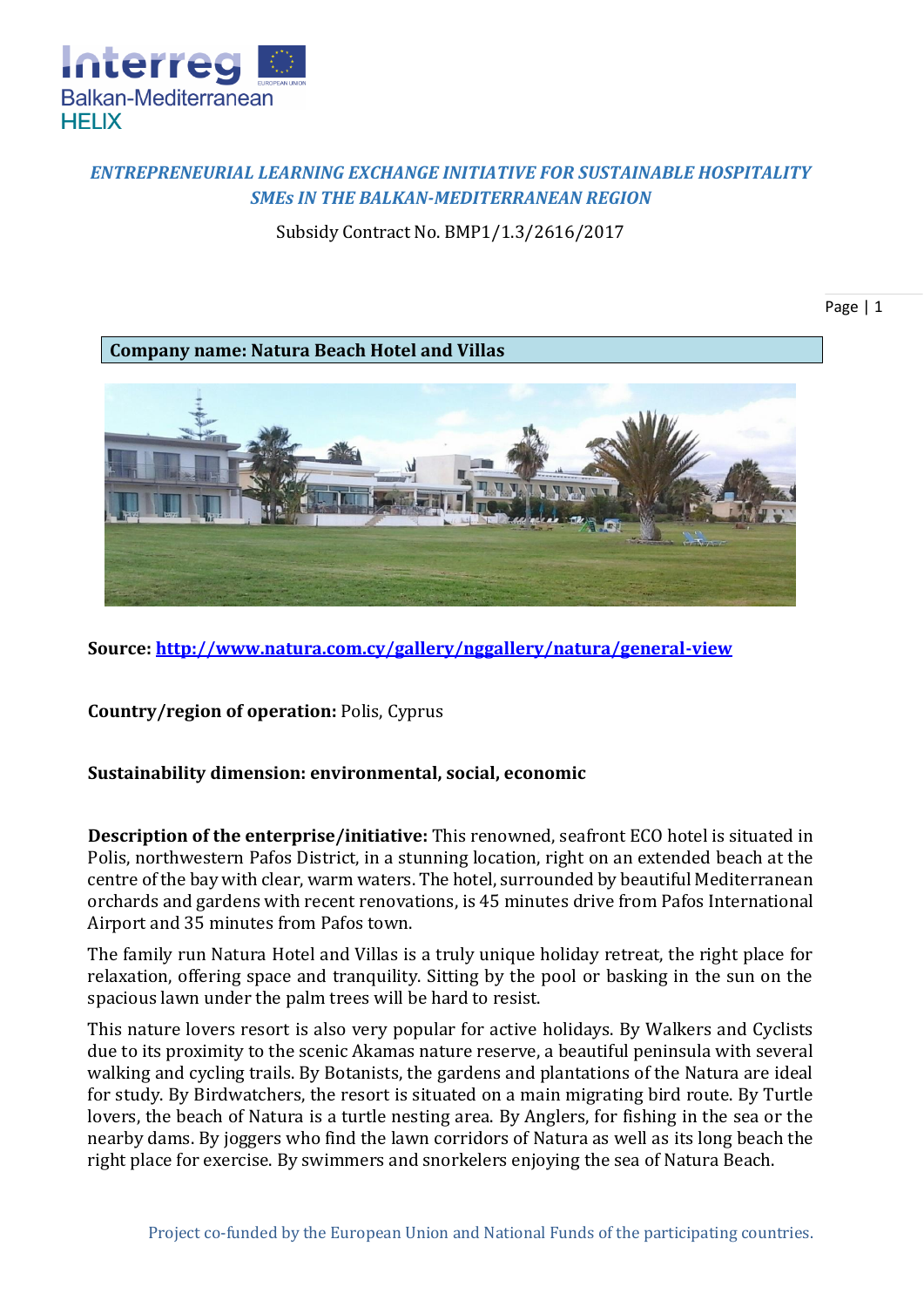*ENTREPRENEURIAL LEARNING EXCHANGE INITIATIVE FOR SUSTAINABLE HOSPITALITY SMEs IN THE BALKAN-MEDITERRANEAN REGION*

Subsidy Contract No. BMP1/1.3/2616/2017

**Company name: Natura Beach Hotel and Villas**

**Source:** [http://www.natura.com.cy/gallery/nggallery/natura/general-view](http://www.natura.com.cy/gallery/nggallery/natura/general-view)

**Country/region of operation:** Polis, Cyprus

**Sustainability dimension: environmental, social, economic**

**Description of the enterprise/initiative:** This renowned, seafront ECO hotel is situated in Polis, northwestern Pafos District, in a stunning location, right on an extended beach at the centre of the bay with clear, warm waters. The hotel, surrounded by beautiful Mediterranean orchards and gardens with recent renovations, is 45 minutes drive from Pafos International Airport and 35 minutes from Pafos town.

The family run Natura Hotel and Villas is a truly unique holiday retreat, the right place for relaxation, offering space and tranquility. Sitting by the pool or basking in the sun on the spacious lawn under the palm trees will be hard to resist.

This nature lovers resort is also very popular for active holidays. By Walkers and Cyclists due to its proximity to the scenic Akamas nature reserve, a beautiful peninsula with several walking and cycling trails. By Botanists, the gardens and plantations of the Natura are ideal for study. By Birdwatchers, the resort is situated on a main migrating bird route. By Turtle lovers, the beach of Natura is a turtle nesting area. By Anglers, for fishing in the sea or the nearby dams. By joggers who find the lawn corridors of Natura as well as its long beach the right place for exercise. By swimmers and snorkelers enjoying the sea of Natura Beach.

Project co-funded by the European Union and National Funds of the participating countries.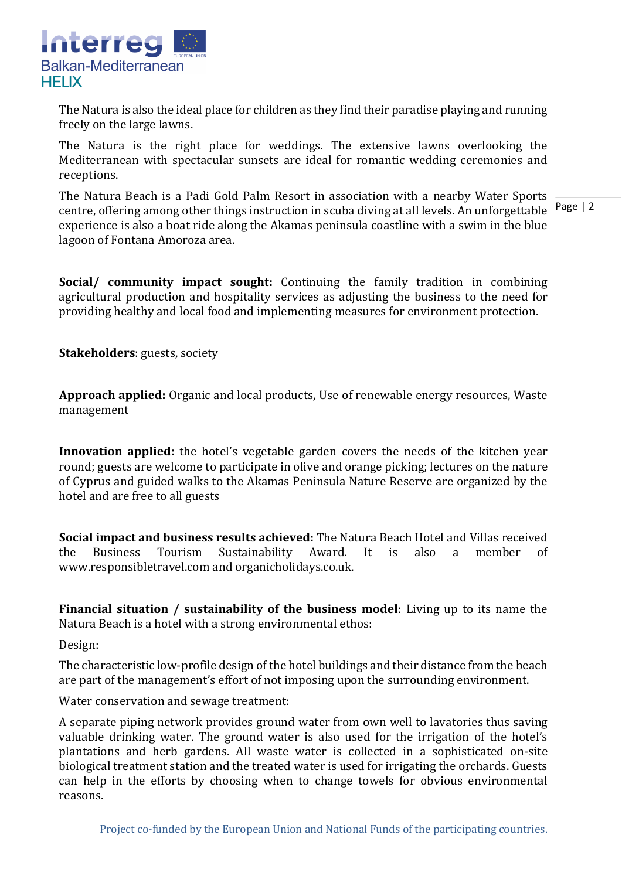The Natura is also the ideal place for children as they find their paradise playing and running freely on the large lawns.

The Natura is the right place for weddings. The extensive lawns overlooking the Mediterranean with spectacular sunsets are ideal for romantic wedding ceremonies and receptions.

The Natura Beach is a Padi Gold Palm Resort in association with a nearby Water Sports centre, offering among other things instruction in scuba diving at all levels. An unforgettable experience is also a boat ride along the Akamas peninsula coastline with a swim in the blue lagoon of Fontana Amoroza area.

**Social/ community impact sought:** Continuing the family tradition in combining agricultural production and hospitality services as adjusting the business to the need for providing healthy and local food and implementing measures for environment protection.

**Stakeholders**: guests, society

**Approach applied:** Organic and local products, Use of renewable energy resources, Waste management

**Innovation applied:** the hotel's vegetable garden covers the needs of the kitchen year round; guests are welcome to participate in olive and orange picking; lectures on the nature of Cyprus and guided walks to the Akamas Peninsula Nature Reserve are organized by the hotel and are free to all guests

**Social impact and business results achieved:** The Natura Beach Hotel and Villas received the Business Tourism Sustainability Award. It is also a member of www.responsibletravel.com and organicholidays.co.uk.

**Financial situation / sustainability of the business model**: Living up to its name the Natura Beach is a hotel with a strong environmental ethos:

Design:

The characteristic low-profile design of the hotel buildings and their distance from the beach are part of the management's effort of not imposing upon the surrounding environment.

Water conservation and sewage treatment:

A separate piping network provides ground water from own well to lavatories thus saving valuable drinking water. The ground water is also used for the irrigation of the hotel's plantations and herb gardens. All waste water is collected in a sophisticated on-site biological treatment station and the treated water is used for irrigating the orchards. Guests can help in the efforts by choosing when to change towels for obvious environmental reasons.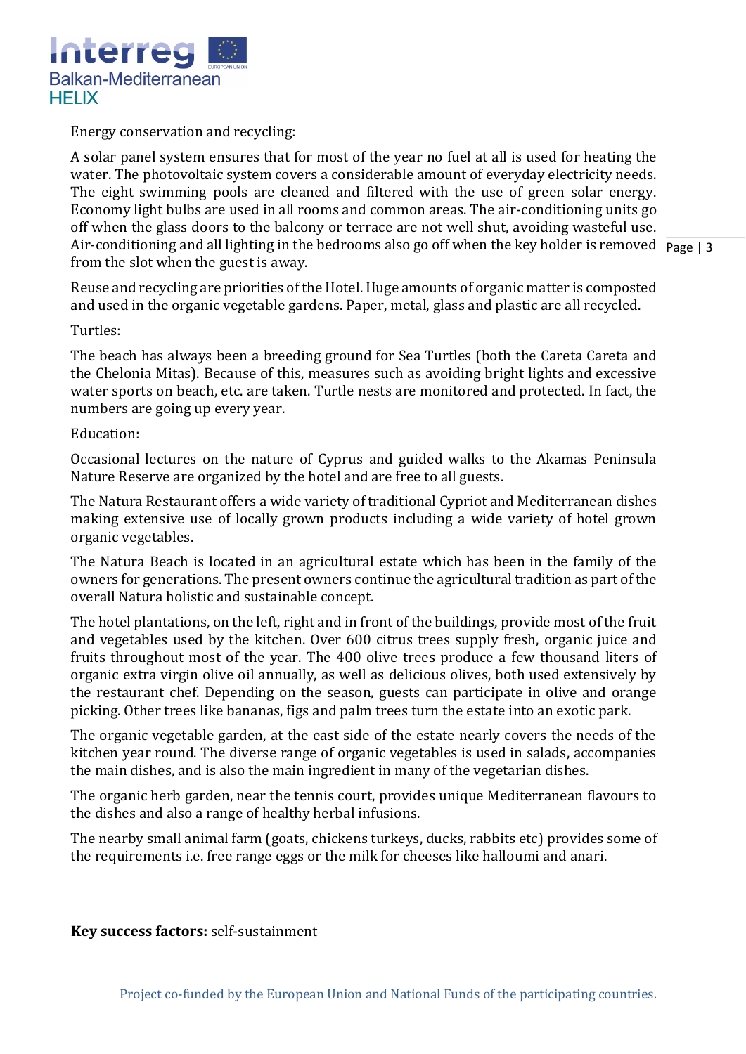Energy conservation and recycling:

A solar panel system ensures that for most of the year no fuel at all is used for heating the water. The photovoltaic system covers a considerable amount of everyday electricity needs. The eight swimming pools are cleaned and filtered with the use of green solar energy. Economy light bulbs are used in all rooms and common areas. The air-conditioning units go off when the glass doors to the balcony or terrace are not well shut, avoiding wasteful use. Air-conditioning and all lighting in the bedrooms also go off when the key holder is removed from the slot when the guest is away.

Reuse and recycling are priorities of the Hotel. Huge amounts of organic matter is composted and used in the organic vegetable gardens. Paper, metal, glass and plastic are all recycled.

Turtles:

The beach has always been a breeding ground for Sea Turtles (both the Careta Careta and the Chelonia Mitas). Because of this, measures such as avoiding bright lights and excessive water sports on beach, etc. are taken. Turtle nests are monitored and protected. In fact, the numbers are going up every year.

Education:

Occasional lectures on the nature of Cyprus and guided walks to the Akamas Peninsula Nature Reserve are organized by the hotel and are free to all guests.

The Natura Restaurant offers a wide variety of traditional Cypriot and Mediterranean dishes making extensive use of locally grown products including a wide variety of hotel grown organic vegetables.

The Natura Beach is located in an agricultural estate which has been in the family of the owners for generations. The present owners continue the agricultural tradition as part of the overall Natura holistic and sustainable concept.

The hotel plantations, on the left, right and in front of the buildings, provide most of the fruit and vegetables used by the kitchen. Over 600 citrus trees supply fresh, organic juice and fruits throughout most of the year. The 400 olive trees produce a few thousand liters of organic extra virgin olive oil annually, as well as delicious olives, both used extensively by the restaurant chef. Depending on the season, guests can participate in olive and orange picking. Other trees like bananas, figs and palm trees turn the estate into an exotic park.

The organic vegetable garden, at the east side of the estate nearly covers the needs of the kitchen year round. The diverse range of organic vegetables is used in salads, accompanies the main dishes, and is also the main ingredient in many of the vegetarian dishes.

The organic herb garden, near the tennis court, provides unique Mediterranean flavours to the dishes and also a range of healthy herbal infusions.

The nearby small animal farm (goats, chickens turkeys, ducks, rabbits etc) provides some of the requirements i.e. free range eggs or the milk for cheeses like halloumi and anari.

**Key success factors:** self-sustainment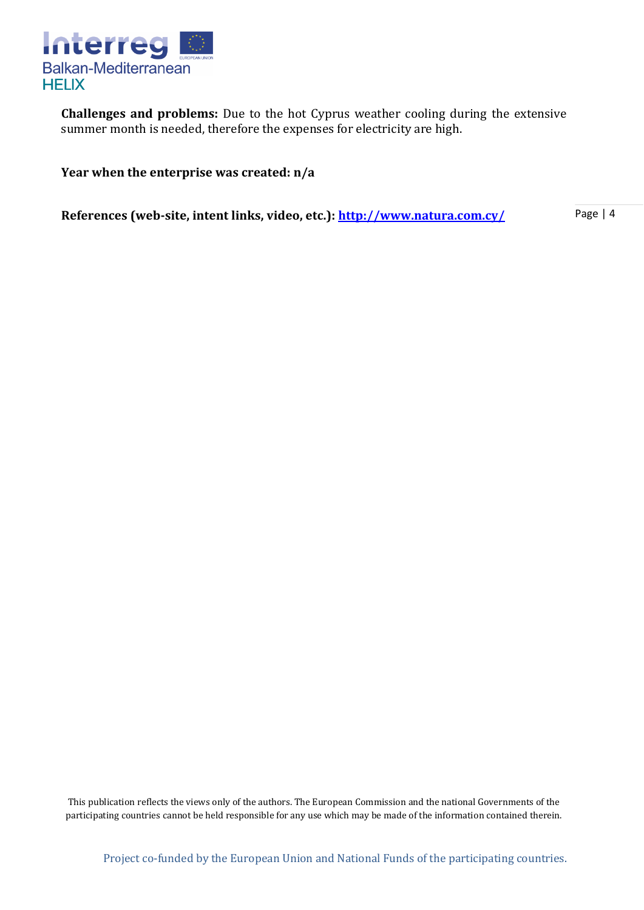**Challenges and problems:** Due to the hot Cyprus weather cooling during the extensive summer month is needed, therefore the expenses for electricity are high.

**Year when the enterprise was created: n/a**

**References (web-site, intent links, video, etc.): [http://www.natura.com.cy/](http://www.natura.com.cy/)**

This publication reflects the views only of the authors. The European Commission and the national Governments of the participating countries cannot be held responsible for any use which may be made of the information contained therein.

Project co-funded by the European Union and National Funds of the participating countries.